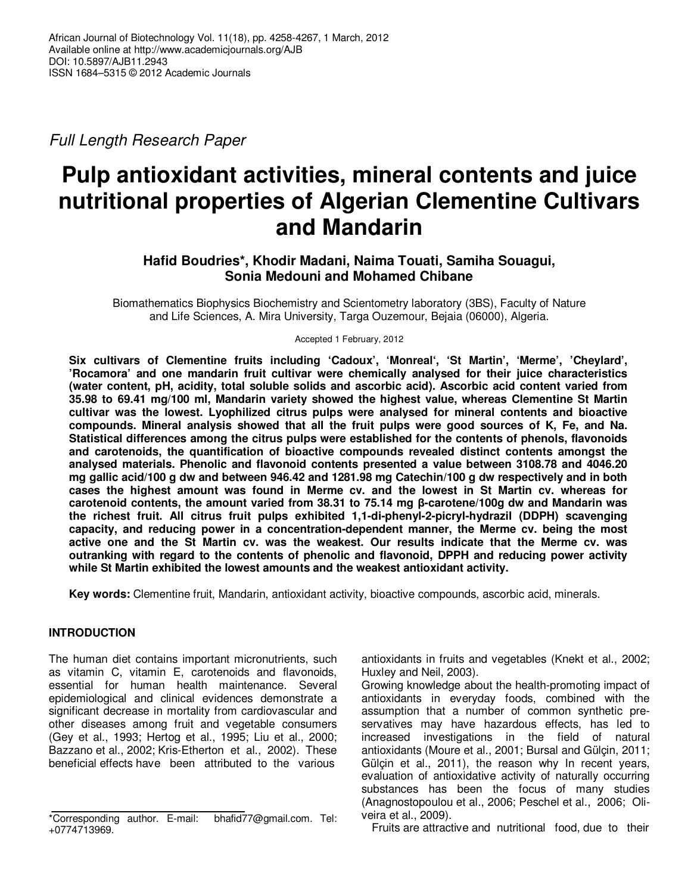*Full Length Research Paper*

# Pulp antioxidant activities, mineral contents and juice nutritional properties of Algerian Clementine Cultivars and Mandarin

**Hafid Boudries\*, Khodir Madani, Naima Touati, Samiha Souagui, Sonia Medouni and Mohamed Chibane**

Biomathematics Biophysics Biochemistry and Scientometry laboratory (3BS), Faculty of Nature and Life Sciences, A. Mira University, Targa Ouzemour, Bejaia (06000), Algeria.

Accepted 1 February, 2012

**Six cultivars of Clementine fruits including 'Cadoux', 'Monreal', 'St Martin', 'Merme', 'Cheylard', 'Rocamora' and one mandarin fruit cultivar were chemically analysed for their juice characteristics (water content, pH, acidity, total soluble solids and ascorbic acid). Ascorbic acid content varied from 35.98 to 69.41 mg/100 ml, Mandarin variety showed the highest value, whereas Clementine St Martin cultivar was the lowest. Lyophilized citrus pulps were analysed for mineral contents and bioactive compounds. Mineral analysis showed that all the fruit pulps were good sources of K, Fe, and Na. Statistical differences among the citrus pulps were established for the contents of phenols, flavonoids and carotenoids, the quantification of bioactive compounds revealed distinct contents amongst the analysed materials. Phenolic and flavonoid contents presented a value between 3108.78 and 4046.20 mg gallic acid/100 g dw and between 946.42 and 1281.98 mg Catechin/100 g dw respectively and in both cases the highest amount was found in Merme cv. and the lowest in St Martin cv. whereas for carotenoid contents, the amount varied from 38.31 to 75.14 mg β-carotene/100g dw and Mandarin was the richest fruit. All citrus fruit pulps exhibited 1,1-di-phenyl-2-picryl-hydrazil (DDPH) scavenging capacity, and reducing power in a concentration-dependent manner, the Merme cv. being the most active one and the St Martin cv. was the weakest. Our results indicate that the Merme cv. was outranking with regard to the contents of phenolic and flavonoid, DPPH and reducing power activity while St Martin exhibited the lowest amounts and the weakest antioxidant activity.**

**Key words:** Clementine fruit, Mandarin, antioxidant activity, bioactive compounds, ascorbic acid, minerals.

## INTRODUCTION

The human diet contains important micronutrients, such as vitamin C, vitamin E, carotenoids and flavonoids, essential for human health maintenance. Several epidemiological and clinical evidences demonstrate a significant decrease in mortality from cardiovascular and other diseases among fruit and vegetable consumers (Gey et al., 1993; Hertog et al., 1995; Liu et al., 2000; Bazzano et al., 2002; Kris-Etherton et al., 2002). These beneficial effects have been attributed to the various antioxidants in fruits and vegetables (Knekt et al., 2002; Huxley and Neil, 2003).

Growing knowledge about the health-promoting impact of antioxidants in everyday foods, combined with the assumption that a number of common synthetic preservatives may have hazardous effects, has led to increased investigations in the field of natural antioxidants (Moure et al., 2001; Bursal and Gülçin, 2011; Gülçin et al., 2011), the reason why In recent years, evaluation of antioxidative activity of naturally occurring substances has been the focus of many studies (Anagnostopoulou et al., 2006; Peschel et al., 2006; Oliveira et al., 2009).

Fruits are attractive and nutritional food, due to their

\*Corresponding author. E-mail: bhafid77@gmail.com. Tel: +0774713969.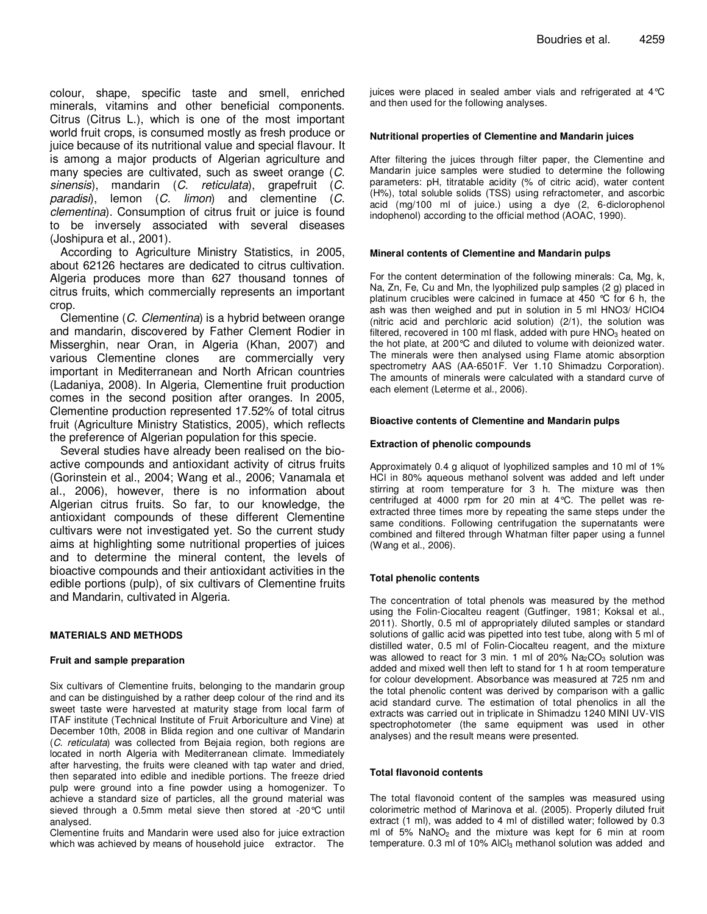colour, shape, specific taste and smell, enriched minerals, vitamins and other beneficial components. Citrus (Citrus L.), which is one of the most important world fruit crops, is consumed mostly as fresh produce or juice because of its nutritional value and special flavour. It is among a major products of Algerian agriculture and many species are cultivated, such as sweet orange (*C. sinensis*), mandarin (*C. reticulata*), grapefruit (*C. paradisi*), lemon (*C. limon*) and clementine (*C. clementina*). Consumption of citrus fruit or juice is found to be inversely associated with several diseases (Joshipura et al., 2001).

According to Agriculture Ministry Statistics, in 2005, about 62126 hectares are dedicated to citrus cultivation. Algeria produces more than 627 thousand tonnes of citrus fruits, which commercially represents an important crop.

Clementine (*C. Clementina*) is a hybrid between orange and mandarin, discovered by Father Clement Rodier in Misserghin, near Oran, in Algeria (Khan, 2007) and various Clementine clones are commercially very important in Mediterranean and North African countries (Ladaniya, 2008). In Algeria, Clementine fruit production comes in the second position after oranges. In 2005, Clementine production represented 17.52% of total citrus fruit (Agriculture Ministry Statistics, 2005), which reflects the preference of Algerian population for this specie.

Several studies have already been realised on the bio-active compounds and antioxidant activity of citrus fruits (Gorinstein et al., 2004; Wang et al., 2006; Vanamala et al., 2006), however, there is no information about Algerian citrus fruits. So far, to our knowledge, the antioxidant compounds of these different Clementine cultivars were not investigated yet. So the current study aims at highlighting some nutritional properties of juices and to determine the mineral content, the levels of bioactive compounds and their antioxidant activities in the edible portions (pulp), of six cultivars of Clementine fruits and Mandarin, cultivated in Algeria.

## MATERIALS AND METHODS

### Fruit and sample preparation

Six cultivars of Clementine fruits, belonging to the mandarin group and can be distinguished by a rather deep colour of the rind and its sweet taste were harvested at maturity stage from local farm of ITAF institute (Technical Institute of Fruit Arboriculture and Vine) at December 10th, 2008 in Blida region and one cultivar of Mandarin (*C. reticulata*) was collected from Bejaia region, both regions are located in north Algeria with Mediterranean climate. Immediately after harvesting, the fruits were cleaned with tap water and dried, then separated into edible and inedible portions. The freeze dried pulp were ground into a fine powder using a homogenizer. To achieve a standard size of particles, all the ground material was sieved through a 0.5mm metal sieve then stored at -20°C until analysed.

Clementine fruits and Mandarin were used also for juice extraction which was achieved by means of household juice extractor. The juices were placed in sealed amber vials and refrigerated at 4°C and then used for the following analyses.

### Nutritional properties of Clementine and Mandarin juices

After filtering the juices through filter paper, the Clementine and Mandarin juice samples were studied to determine the following parameters: pH, titratable acidity (% of citric acid), water content (H%), total soluble solids (TSS) using refractometer, and ascorbic acid (mg/100 ml of juice.) using a dye (2, 6-diclorophenol indophenol) according to the official method (AOAC, 1990).

### Mineral contents of Clementine and Mandarin pulps

For the content determination of the following minerals: Ca, Mg, k, Na, Zn, Fe, Cu and Mn, the lyophilized pulp samples (2 g) placed in platinum crucibles were calcined in furnace at 450 °C for 6 h, the ash was then weighed and put in solution in 5 ml $HNO_3$/ $HClO_4$ (nitric acid and perchloric acid solution) (2/1), the solution was filtered, recovered in 100 ml flask, added with pure $HNO_3$ heated on the hot plate, at 200°C and diluted to volume with deionized water. The minerals were then analysed using Flame atomic absorption spectrometry AAS (AA-6501F. Ver 1.10 Shimadzu Corporation). The amounts of minerals were calculated with a standard curve of each element (Leterme et al., 2006).

### Bioactive contents of Clementine and Mandarin pulps

#### Extraction of phenolic compounds

Approximately 0.4 g aliquot of lyophilized samples and 10 ml of 1% HCl in 80% aqueous methanol solvent was added and left under stirring at room temperature for 3 h. The mixture was then centrifuged at 4000 rpm for 20 min at 4°C. The pellet was re-extracted three times more by repeating the same steps under the same conditions. Following centrifugation the supernatants were combined and filtered through Whatman filter paper using a funnel (Wang et al., 2006).

#### Total phenolic contents

The concentration of total phenols was measured by the method using the Folin-Ciocalteu reagent (Gutfinger, 1981; Koksal et al., 2011). Shortly, 0.5 ml of appropriately diluted samples or standard solutions of gallic acid was pipetted into test tube, along with 5 ml of distilled water, 0.5 ml of Folin-Ciocalteu reagent, and the mixture was allowed to react for 3 min. 1 ml of 20% $Na_2CO_3$ solution was added and mixed well then left to stand for 1 h at room temperature for colour development. Absorbance was measured at 725 nm and the total phenolic content was derived by comparison with a gallic acid standard curve. The estimation of total phenolics in all the extracts was carried out in triplicate in Shimadzu 1240 MINI UV-VIS spectrophotometer (the same equipment was used in other analyses) and the result means were presented.

#### Total flavonoid contents

The total flavonoid content of the samples was measured using colorimetric method of Marinova et al. (2005). Properly diluted fruit extract (1 ml), was added to 4 ml of distilled water; followed by 0.3 ml of 5% $NaNO_2$ and the mixture was kept for 6 min at room temperature. 0.3 ml of 10% $AlCl_3$ methanol solution was added and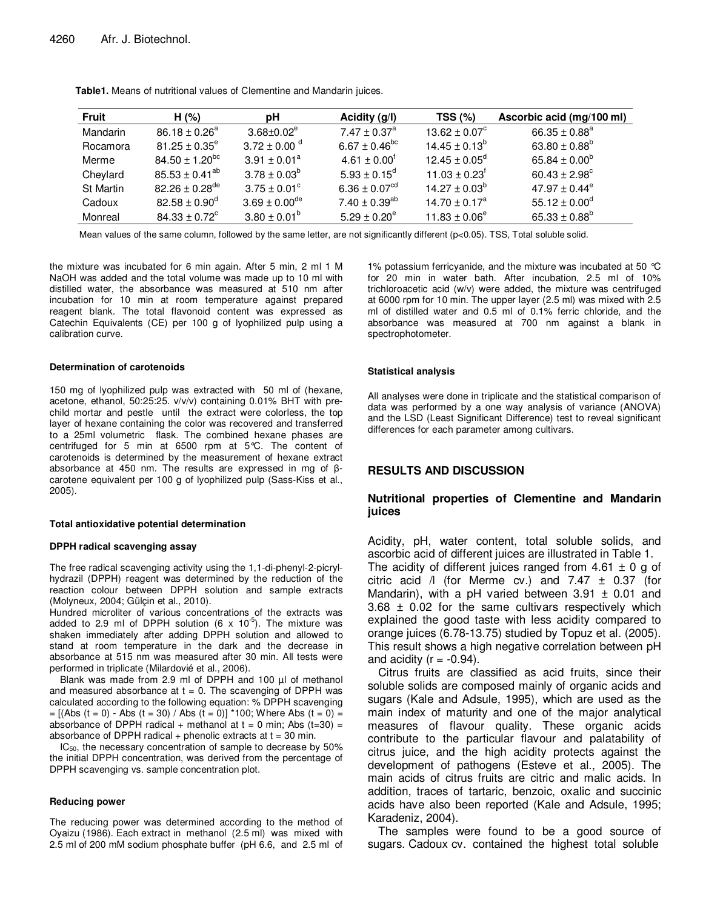**Table1.** Means of nutritional values of Clementine and Mandarin juices.

| Fruit | H (%) | pH | Acidity (g/l) | TSS (%) | Ascorbic acid (mg/100 ml) |
|---|---|---|---|---|---|
| Mandarin | $86.18 \pm 0.26^{a}$ | $3.68 \pm 0.02^{e}$ | $7.47 \pm 0.37^{a}$ | $13.62 \pm 0.07^{c}$ | $66.35 \pm 0.88^{a}$ |
| Rocamora | $81.25 \pm 0.35^{e}$ | $3.72 \pm 0.00^{d}$ | $6.67 \pm 0.46^{bc}$ | $14.45 \pm 0.13^{b}$ | $63.80 \pm 0.88^{b}$ |
| Merme | $84.50 \pm 1.20^{bc}$ | $3.91 \pm 0.01^{a}$ | $4.61 \pm 0.00^{f}$ | $12.45 \pm 0.05^{d}$ | $65.84 \pm 0.00^{b}$ |
| Cheylard | $85.53 \pm 0.41^{ab}$ | $3.78 \pm 0.03^{b}$ | $5.93 \pm 0.15^{d}$ | $11.03 \pm 0.23^{f}$ | $60.43 \pm 2.98^{c}$ |
| St Martin | $82.26 \pm 0.28^{de}$ | $3.75 \pm 0.01^{c}$ | $6.36 \pm 0.07^{cd}$ | $14.27 \pm 0.03^{b}$ | $47.97 \pm 0.44^{e}$ |
| Cadoux | $82.58 \pm 0.90^{d}$ | $3.69 \pm 0.00^{de}$ | $7.40 \pm 0.39^{ab}$ | $14.70 \pm 0.17^{a}$ | $55.12 \pm 0.00^{d}$ |
| Monreal | $84.33 \pm 0.72^{c}$ | $3.80 \pm 0.01^{b}$ | $5.29 \pm 0.20^{e}$ | $11.83 \pm 0.06^{e}$ | $65.33 \pm 0.88^{b}$ |

Mean values of the same column, followed by the same letter, are not significantly different ($p<0.05$). TSS, Total soluble solid.

the mixture was incubated for 6 min again. After 5 min, 2 ml 1 M NaOH was added and the total volume was made up to 10 ml with distilled water, the absorbance was measured at 510 nm after incubation for 10 min at room temperature against prepared reagent blank. The total flavonoid content was expressed as Catechin Equivalents (CE) per 100 g of lyophilized pulp using a calibration curve.

#### Determination of carotenoids

150 mg of lyophilized pulp was extracted with 50 ml of (hexane, acetone, ethanol, 50:25:25. v/v/v) containing 0.01% BHT with pre-child mortar and pestle until the extract were colorless, the top layer of hexane containing the color was recovered and transferred to a 25ml volumetric flask. The combined hexane phases are centrifuged for 5 min at 6500 rpm at 5°C. The content of carotenoids is determined by the measurement of hexane extract absorbance at 450 nm. The results are expressed in mg of β-carotene equivalent per 100 g of lyophilized pulp (Sass-Kiss et al., 2005).

#### Total antioxidative potential determination

#### DPPH radical scavenging assay

The free radical scavenging activity using the 1,1-di-phenyl-2-picryl-hydrazil (DPPH) reagent was determined by the reduction of the reaction colour between DPPH solution and sample extracts (Molyneux, 2004; Gülçin et al., 2010).

Hundred microliter of various concentrations of the extracts was added to 2.9 ml of DPPH solution ($6 \times 10^{-5}$). The mixture was shaken immediately after adding DPPH solution and allowed to stand at room temperature in the dark and the decrease in absorbance at 515 nm was measured after 30 min. All tests were performed in triplicate (Milardović et al., 2006).

Blank was made from 2.9 ml of DPPH and 100 µl of methanol and measured absorbance at t = 0. The scavenging of DPPH was calculated according to the following equation: % DPPH scavenging = [(Abs (t = 0) - Abs (t = 30) / Abs (t = 0)] *100; Where Abs (t = 0) = absorbance of DPPH radical + methanol at t = 0 min; Abs (t=30) = absorbance of DPPH radical + phenolic extracts at t = 30 min.

$IC_{50}$, the necessary concentration of sample to decrease by 50% the initial DPPH concentration, was derived from the percentage of DPPH scavenging vs. sample concentration plot.

#### Reducing power

The reducing power was determined according to the method of Oyaizu (1986). Each extract in methanol (2.5 ml) was mixed with 2.5 ml of 200 mM sodium phosphate buffer (pH 6.6, and 2.5 ml of 1% potassium ferricyanide, and the mixture was incubated at 50 °C for 20 min in water bath. After incubation, 2.5 ml of 10% trichloroacetic acid (w/v) were added, the mixture was centrifuged at 6000 rpm for 10 min. The upper layer (2.5 ml) was mixed with 2.5 ml of distilled water and 0.5 ml of 0.1% ferric chloride, and the absorbance was measured at 700 nm against a blank in spectrophotometer.

#### Statistical analysis

All analyses were done in triplicate and the statistical comparison of data was performed by a one way analysis of variance (ANOVA) and the LSD (Least Significant Difference) test to reveal significant differences for each parameter among cultivars.

## RESULTS AND DISCUSSION

### Nutritional properties of Clementine and Mandarin juices

Acidity, pH, water content, total soluble solids, and ascorbic acid of different juices are illustrated in Table 1.

The acidity of different juices ranged from 4.61 ± 0 g of citric acid /l (for Merme cv.) and 7.47 ± 0.37 (for Mandarin), with a pH varied between 3.91 ± 0.01 and 3.68 ± 0.02 for the same cultivars respectively which explained the good taste with less acidity compared to orange juices (6.78-13.75) studied by Topuz et al. (2005). This result shows a high negative correlation between pH and acidity ($r = -0.94$).

Citrus fruits are classified as acid fruits, since their soluble solids are composed mainly of organic acids and sugars (Kale and Adsule, 1995), which are used as the main index of maturity and one of the major analytical measures of flavour quality. These organic acids contribute to the particular flavour and palatability of citrus juice, and the high acidity protects against the development of pathogens (Esteve et al., 2005). The main acids of citrus fruits are citric and malic acids. In addition, traces of tartaric, benzoic, oxalic and succinic acids have also been reported (Kale and Adsule, 1995; Karadeniz, 2004).

The samples were found to be a good source of sugars. Cadoux cv. contained the highest total soluble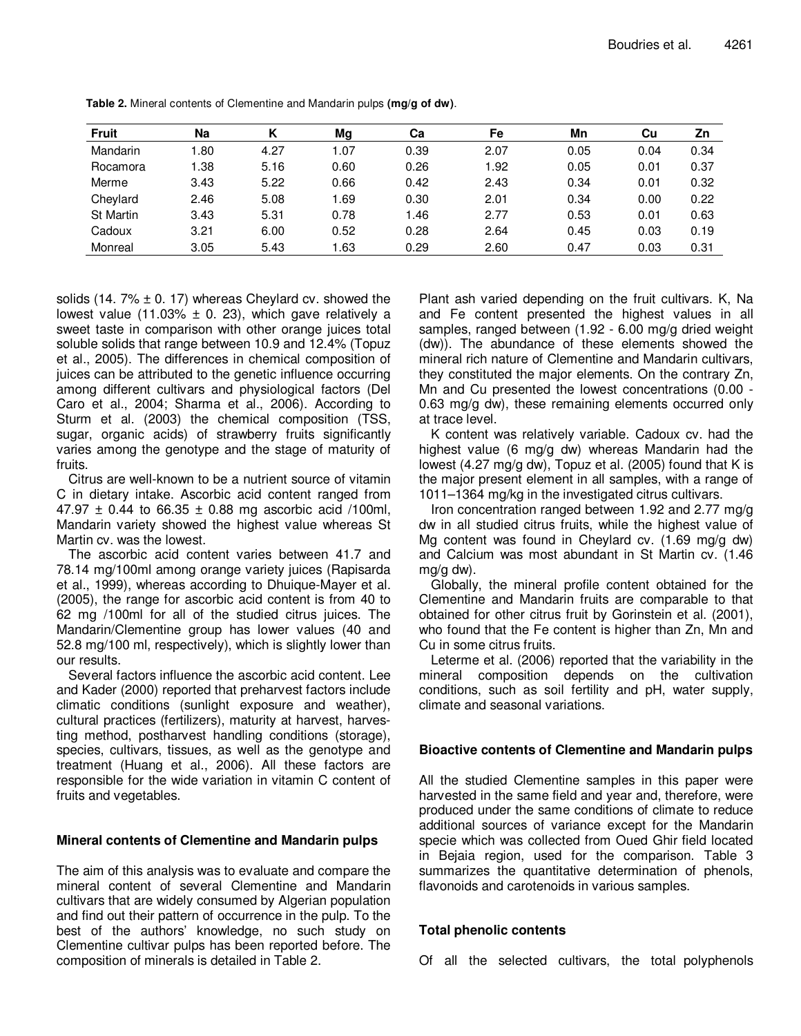**Table 2.** Mineral contents of Clementine and Mandarin pulps **(mg/g of dw)**.

| Fruit | Na | K | Mg | Ca | Fe | Mn | Cu | Zn |
|---|---|---|---|---|---|---|---|---|
| Mandarin | 1.80 | 4.27 | 1.07 | 0.39 | 2.07 | 0.05 | 0.04 | 0.34 |
| Rocamora | 1.38 | 5.16 | 0.60 | 0.26 | 1.92 | 0.05 | 0.01 | 0.37 |
| Merme | 3.43 | 5.22 | 0.66 | 0.42 | 2.43 | 0.34 | 0.01 | 0.32 |
| Cheylard | 2.46 | 5.08 | 1.69 | 0.30 | 2.01 | 0.34 | 0.00 | 0.22 |
| St Martin | 3.43 | 5.31 | 0.78 | 1.46 | 2.77 | 0.53 | 0.01 | 0.63 |
| Cadoux | 3.21 | 6.00 | 0.52 | 0.28 | 2.64 | 0.45 | 0.03 | 0.19 |
| Monreal | 3.05 | 5.43 | 1.63 | 0.29 | 2.60 | 0.47 | 0.03 | 0.31 |

solids (14. 7% ± 0. 17) whereas Cheylard cv. showed the lowest value (11.03% ± 0. 23), which gave relatively a sweet taste in comparison with other orange juices total soluble solids that range between 10.9 and 12.4% (Topuz et al., 2005). The differences in chemical composition of juices can be attributed to the genetic influence occurring among different cultivars and physiological factors (Del Caro et al., 2004; Sharma et al., 2006). According to Sturm et al. (2003) the chemical composition (TSS, sugar, organic acids) of strawberry fruits significantly varies among the genotype and the stage of maturity of fruits.

Citrus are well-known to be a nutrient source of vitamin C in dietary intake. Ascorbic acid content ranged from 47.97 ± 0.44 to 66.35 ± 0.88 mg ascorbic acid /100ml, Mandarin variety showed the highest value whereas St Martin cv. was the lowest.

The ascorbic acid content varies between 41.7 and 78.14 mg/100ml among orange variety juices (Rapisarda et al., 1999), whereas according to Dhuique-Mayer et al. (2005), the range for ascorbic acid content is from 40 to 62 mg /100ml for all of the studied citrus juices. The Mandarin/Clementine group has lower values (40 and 52.8 mg/100 ml, respectively), which is slightly lower than our results.

Several factors influence the ascorbic acid content. Lee and Kader (2000) reported that preharvest factors include climatic conditions (sunlight exposure and weather), cultural practices (fertilizers), maturity at harvest, harvesting method, postharvest handling conditions (storage), species, cultivars, tissues, as well as the genotype and treatment (Huang et al., 2006). All these factors are responsible for the wide variation in vitamin C content of fruits and vegetables.

### Mineral contents of Clementine and Mandarin pulps

The aim of this analysis was to evaluate and compare the mineral content of several Clementine and Mandarin cultivars that are widely consumed by Algerian population and find out their pattern of occurrence in the pulp. To the best of the authors' knowledge, no such study on Clementine cultivar pulps has been reported before. The composition of minerals is detailed in Table 2.

Plant ash varied depending on the fruit cultivars. K, Na and Fe content presented the highest values in all samples, ranged between (1.92 - 6.00 mg/g dried weight (dw)). The abundance of these elements showed the mineral rich nature of Clementine and Mandarin cultivars, they constituted the major elements. On the contrary Zn, Mn and Cu presented the lowest concentrations (0.00 - 0.63 mg/g dw), these remaining elements occurred only at trace level.

K content was relatively variable. Cadoux cv. had the highest value (6 mg/g dw) whereas Mandarin had the lowest (4.27 mg/g dw), Topuz et al. (2005) found that K is the major present element in all samples, with a range of 1011–1364 mg/kg in the investigated citrus cultivars.

Iron concentration ranged between 1.92 and 2.77 mg/g dw in all studied citrus fruits, while the highest value of Mg content was found in Cheylard cv. (1.69 mg/g dw) and Calcium was most abundant in St Martin cv. (1.46 mg/g dw).

Globally, the mineral profile content obtained for the Clementine and Mandarin fruits are comparable to that obtained for other citrus fruit by Gorinstein et al. (2001), who found that the Fe content is higher than Zn, Mn and Cu in some citrus fruits.

Leterme et al. (2006) reported that the variability in the mineral composition depends on the cultivation conditions, such as soil fertility and pH, water supply, climate and seasonal variations.

### Bioactive contents of Clementine and Mandarin pulps

All the studied Clementine samples in this paper were harvested in the same field and year and, therefore, were produced under the same conditions of climate to reduce additional sources of variance except for the Mandarin specie which was collected from Oued Ghir field located in Bejaia region, used for the comparison. Table 3 summarizes the quantitative determination of phenols, flavonoids and carotenoids in various samples.

### Total phenolic contents

Of all the selected cultivars, the total polyphenols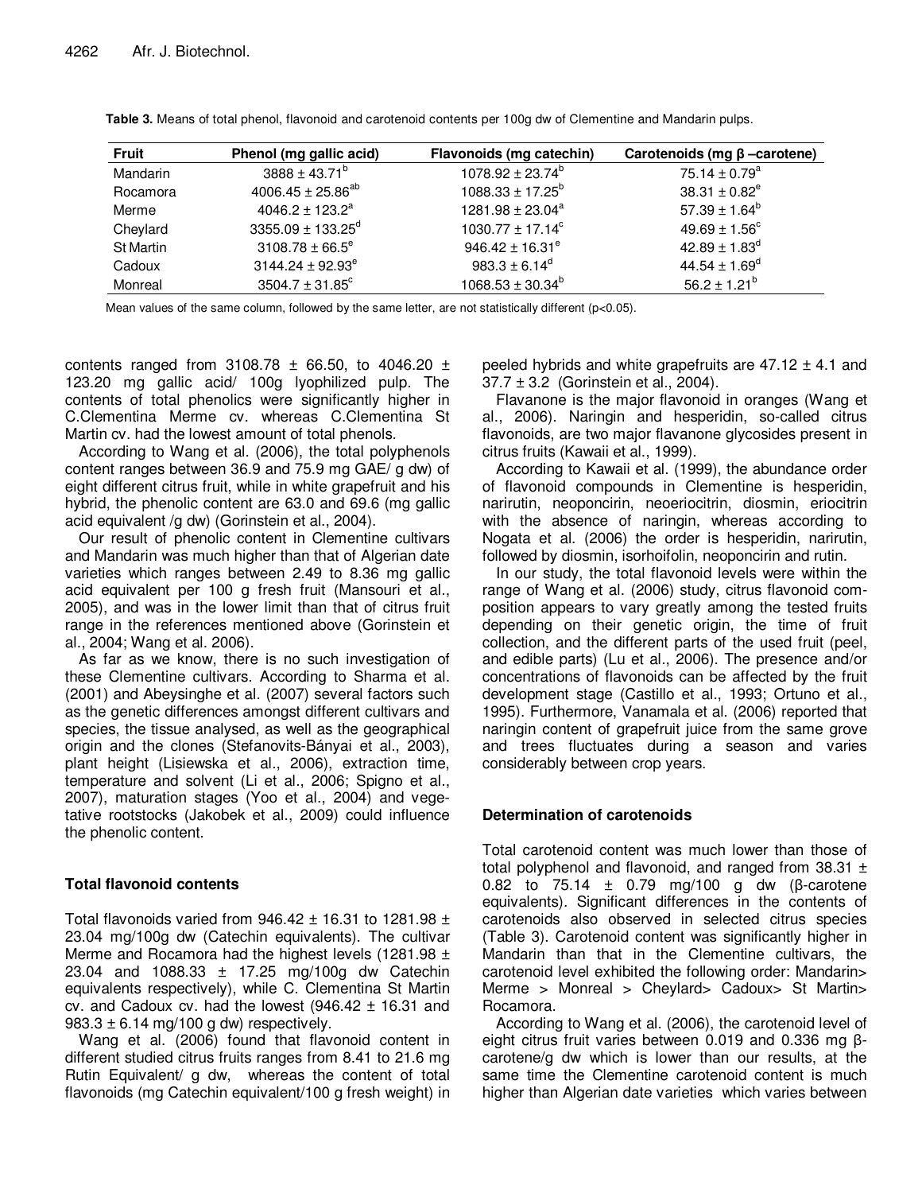**Table 3.** Means of total phenol, flavonoid and carotenoid contents per 100g dw of Clementine and Mandarin pulps.

| Fruit | Phenol (mg gallic acid) | Flavonoids (mg catechin) | Carotenoids (mg β –carotene) |
|---|---|---|---|
| Mandarin | 3888 ± 43.71[b] | 1078.92 ± 23.74[b] | 75.14 ± 0.79[a] |
| Rocamora | 4006.45 ± 25.86[ab] | 1088.33 ± 17.25[b] | 38.31 ± 0.82[e] |
| Merme | 4046.2 ± 123.2[a] | 1281.98 ± 23.04[a] | 57.39 ± 1.64[b] |
| Cheylard | 3355.09 ± 133.25[d] | 1030.77 ± 17.14[c] | 49.69 ± 1.56[c] |
| St Martin | 3108.78 ± 66.5[e] | 946.42 ± 16.31[e] | 42.89 ± 1.83[d] |
| Cadoux | 3144.24 ± 92.93[e] | 983.3 ± 6.14[d] | 44.54 ± 1.69[d] |
| Monreal | 3504.7 ± 31.85[c] | 1068.53 ± 30.34[b] | 56.2 ± 1.21[b] |

Mean values of the same column, followed by the same letter, are not statistically different ($p<0.05$).

contents ranged from 3108.78 ± 66.50, to 4046.20 ± 123.20 mg gallic acid/ 100g lyophilized pulp. The contents of total phenolics were significantly higher in C.Clementina Merme cv. whereas C.Clementina St Martin cv. had the lowest amount of total phenols.

According to Wang et al. (2006), the total polyphenols content ranges between 36.9 and 75.9 mg GAE/ g dw) of eight different citrus fruit, while in white grapefruit and his hybrid, the phenolic content are 63.0 and 69.6 (mg gallic acid equivalent /g dw) (Gorinstein et al., 2004).

Our result of phenolic content in Clementine cultivars and Mandarin was much higher than that of Algerian date varieties which ranges between 2.49 to 8.36 mg gallic acid equivalent per 100 g fresh fruit (Mansouri et al., 2005), and was in the lower limit than that of citrus fruit range in the references mentioned above (Gorinstein et al., 2004; Wang et al. 2006).

As far as we know, there is no such investigation of these Clementine cultivars. According to Sharma et al. (2001) and Abeysinghe et al. (2007) several factors such as the genetic differences amongst different cultivars and species, the tissue analysed, as well as the geographical origin and the clones (Stefanovits-Bányai et al., 2003), plant height (Lisiewska et al., 2006), extraction time, temperature and solvent (Li et al., 2006; Spigno et al., 2007), maturation stages (Yoo et al., 2004) and vegetative rootstocks (Jakobek et al., 2009) could influence the phenolic content.

## Total flavonoid contents

Total flavonoids varied from 946.42 ± 16.31 to 1281.98 ± 23.04 mg/100g dw (Catechin equivalents). The cultivar Merme and Rocamora had the highest levels (1281.98 ± 23.04 and 1088.33 ± 17.25 mg/100g dw Catechin equivalents respectively), while C. Clementina St Martin cv. and Cadoux cv. had the lowest (946.42 ± 16.31 and 983.3 ± 6.14 mg/100 g dw) respectively.

Wang et al. (2006) found that flavonoid content in different studied citrus fruits ranges from 8.41 to 21.6 mg Rutin Equivalent/ g dw, whereas the content of total flavonoids (mg Catechin equivalent/100 g fresh weight) in peeled hybrids and white grapefruits are 47.12 ± 4.1 and 37.7 ± 3.2 (Gorinstein et al., 2004).

Flavanone is the major flavonoid in oranges (Wang et al., 2006). Naringin and hesperidin, so-called citrus flavonoids, are two major flavanone glycosides present in citrus fruits (Kawaii et al., 1999).

According to Kawaii et al. (1999), the abundance order of flavonoid compounds in Clementine is hesperidin, narirutin, neoponcirin, neoeriocitrin, diosmin, eriocitrin with the absence of naringin, whereas according to Nogata et al. (2006) the order is hesperidin, narirutin, followed by diosmin, isorhoifolin, neoponcirin and rutin.

In our study, the total flavonoid levels were within the range of Wang et al. (2006) study, citrus flavonoid composition appears to vary greatly among the tested fruits depending on their genetic origin, the time of fruit collection, and the different parts of the used fruit (peel, and edible parts) (Lu et al., 2006). The presence and/or concentrations of flavonoids can be affected by the fruit development stage (Castillo et al., 1993; Ortuno et al., 1995). Furthermore, Vanamala et al. (2006) reported that naringin content of grapefruit juice from the same grove and trees fluctuates during a season and varies considerably between crop years.

## Determination of carotenoids

Total carotenoid content was much lower than those of total polyphenol and flavonoid, and ranged from 38.31 ± 0.82 to 75.14 ± 0.79 mg/100 g dw (β-carotene equivalents). Significant differences in the contents of carotenoids also observed in selected citrus species (Table 3). Carotenoid content was significantly higher in Mandarin than that in the Clementine cultivars, the carotenoid level exhibited the following order: Mandarin> Merme > Monreal > Cheylard> Cadoux> St Martin> Rocamora.

According to Wang et al. (2006), the carotenoid level of eight citrus fruit varies between 0.019 and 0.336 mg β-carotene/g dw which is lower than our results, at the same time the Clementine carotenoid content is much higher than Algerian date varieties which varies between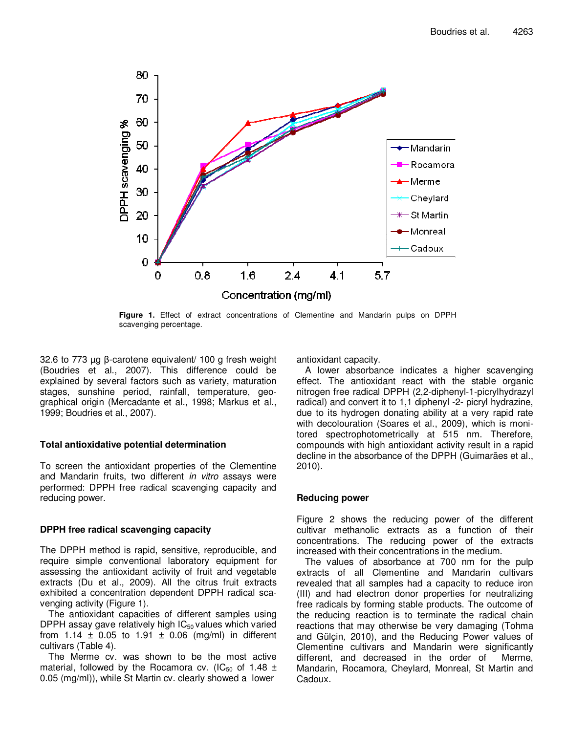Figure 1. Effect of extract concentrations of Clementine and Mandarin pulps on DPPH scavenging percentage.

32.6 to 773 µg β-carotene equivalent/ 100 g fresh weight (Boudries et al., 2007). This difference could be explained by several factors such as variety, maturation stages, sunshine period, rainfall, temperature, geographical origin (Mercadante et al., 1998; Markus et al., 1999; Boudries et al., 2007).

### Total antioxidative potential determination

To screen the antioxidant properties of the Clementine and Mandarin fruits, two different *in vitro* assays were performed: DPPH free radical scavenging capacity and reducing power.

### DPPH free radical scavenging capacity

The DPPH method is rapid, sensitive, reproducible, and require simple conventional laboratory equipment for assessing the antioxidant activity of fruit and vegetable extracts (Du et al., 2009). All the citrus fruit extracts exhibited a concentration dependent DPPH radical scavenging activity (Figure 1).

The antioxidant capacities of different samples using DPPH assay gave relatively high $IC_{50}$ values which varied from 1.14 ± 0.05 to 1.91 ± 0.06 (mg/ml) in different cultivars (Table 4).

The Merme cv. was shown to be the most active material, followed by the Rocamora cv. ($IC_{50}$ of 1.48 ± 0.05 (mg/ml)), while St Martin cv. clearly showed a lower antioxidant capacity.

A lower absorbance indicates a higher scavenging effect. The antioxidant react with the stable organic nitrogen free radical DPPH (2,2-diphenyl-1-picrylhydrazyl radical) and convert it to 1,1 diphenyl -2- picryl hydrazine, due to its hydrogen donating ability at a very rapid rate with decolouration (Soares et al., 2009), which is monitored spectrophotometrically at 515 nm. Therefore, compounds with high antioxidant activity result in a rapid decline in the absorbance of the DPPH (Guimarães et al., 2010).

### Reducing power

Figure 2 shows the reducing power of the different cultivar methanolic extracts as a function of their concentrations. The reducing power of the extracts increased with their concentrations in the medium.

The values of absorbance at 700 nm for the pulp extracts of all Clementine and Mandarin cultivars revealed that all samples had a capacity to reduce iron (III) and had electron donor properties for neutralizing free radicals by forming stable products. The outcome of the reducing reaction is to terminate the radical chain reactions that may otherwise be very damaging (Tohma and Gülçin, 2010), and the Reducing Power values of Clementine cultivars and Mandarin were significantly different, and decreased in the order of Merme, Mandarin, Rocamora, Cheylard, Monreal, St Martin and Cadoux.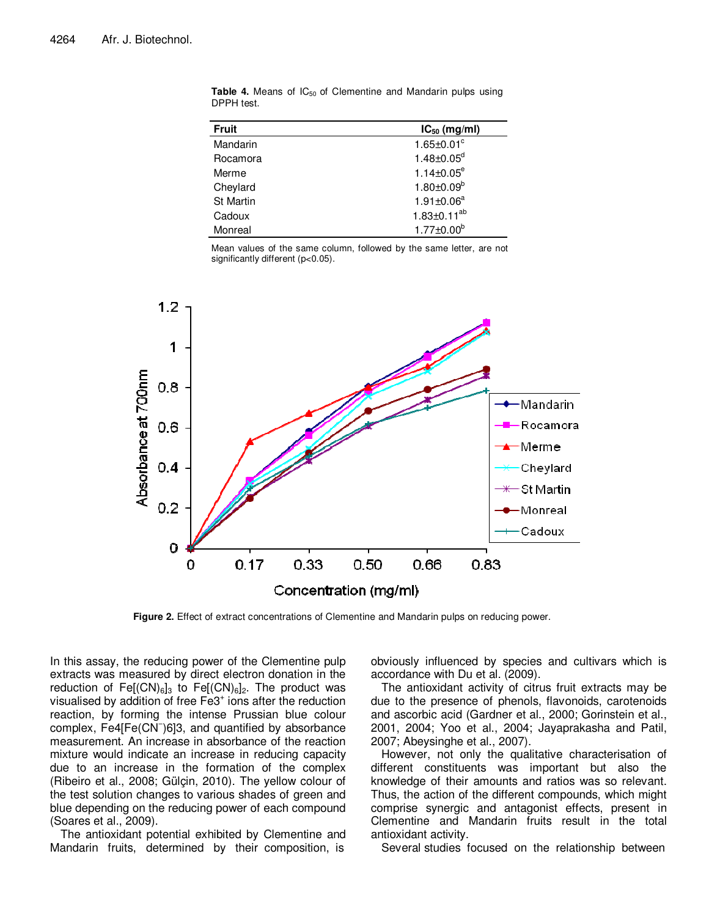**Table 4.** Means of $IC_{50}$ of Clementine and Mandarin pulps using DPPH test.

| Fruit | $IC_{50}$ (mg/ml) |
|---|---|
| Mandarin | 1.65±0.01[c] |
| Rocamora | 1.48±0.05[d] |
| Merme | 1.14±0.05[e] |
| Cheylard | 1.80±0.09[b] |
| St Martin | 1.91±0.06[a] |
| Cadoux | 1.83±0.11[ab] |
| Monreal | 1.77±0.00[b] |

Mean values of the same column, followed by the same letter, are not significantly different ($p<0.05$).

**Figure 2.** Effect of extract concentrations of Clementine and Mandarin pulps on reducing power.

In this assay, the reducing power of the Clementine pulp extracts was measured by direct electron donation in the reduction of $Fe[(CN)_6]_3$ to $Fe[(CN)_6]_2$. The product was visualised by addition of free $Fe3^+$ ions after the reduction reaction, by forming the intense Prussian blue colour complex, $Fe4[Fe(CN^-)6]3$, and quantified by absorbance measurement. An increase in absorbance of the reaction mixture would indicate an increase in reducing capacity due to an increase in the formation of the complex (Ribeiro et al., 2008; Gülçin, 2010). The yellow colour of the test solution changes to various shades of green and blue depending on the reducing power of each compound (Soares et al., 2009).

The antioxidant potential exhibited by Clementine and Mandarin fruits, determined by their composition, is obviously influenced by species and cultivars which is accordance with Du et al. (2009).

The antioxidant activity of citrus fruit extracts may be due to the presence of phenols, flavonoids, carotenoids and ascorbic acid (Gardner et al., 2000; Gorinstein et al., 2001, 2004; Yoo et al., 2004; Jayaprakasha and Patil, 2007; Abeysinghe et al., 2007).

However, not only the qualitative characterisation of different constituents was important but also the knowledge of their amounts and ratios was so relevant. Thus, the action of the different compounds, which might comprise synergic and antagonist effects, present in Clementine and Mandarin fruits result in the total antioxidant activity.

Several studies focused on the relationship between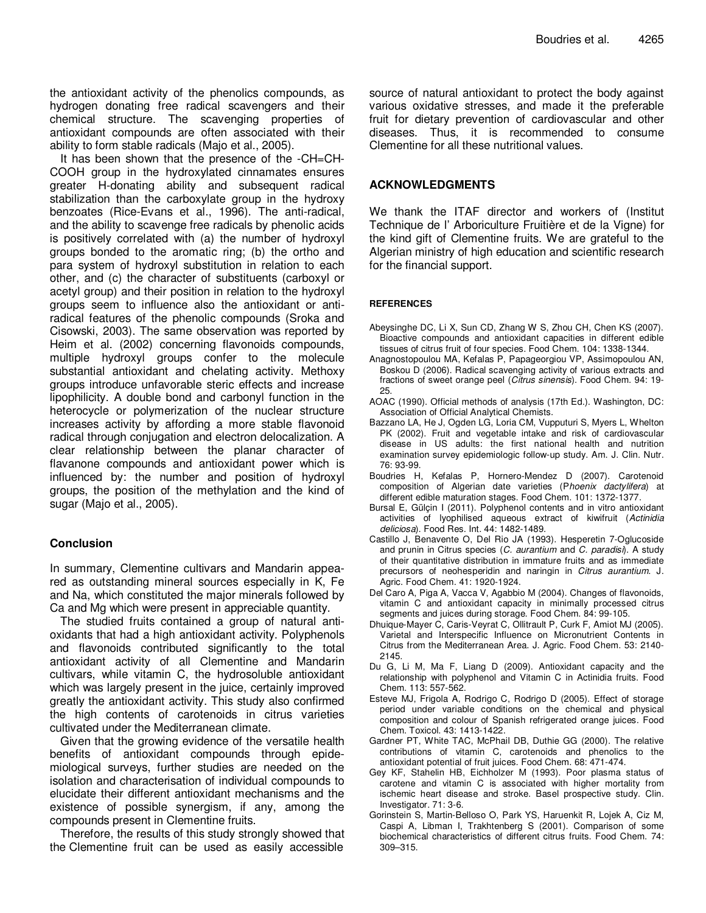the antioxidant activity of the phenolics compounds, as hydrogen donating free radical scavengers and their chemical structure. The scavenging properties of antioxidant compounds are often associated with their ability to form stable radicals (Majo et al., 2005).

It has been shown that the presence of the -CH=CH-COOH group in the hydroxylated cinnamates ensures greater H-donating ability and subsequent radical stabilization than the carboxylate group in the hydroxy benzoates (Rice-Evans et al., 1996). The anti-radical, and the ability to scavenge free radicals by phenolic acids is positively correlated with (a) the number of hydroxyl groups bonded to the aromatic ring; (b) the ortho and para system of hydroxyl substitution in relation to each other, and (c) the character of substituents (carboxyl or acetyl group) and their position in relation to the hydroxyl groups seem to influence also the antioxidant or anti-radical features of the phenolic compounds (Sroka and Cisowski, 2003). The same observation was reported by Heim et al. (2002) concerning flavonoids compounds, multiple hydroxyl groups confer to the molecule substantial antioxidant and chelating activity. Methoxy groups introduce unfavorable steric effects and increase lipophilicity. A double bond and carbonyl function in the heterocycle or polymerization of the nuclear structure increases activity by affording a more stable flavonoid radical through conjugation and electron delocalization. A clear relationship between the planar character of flavanone compounds and antioxidant power which is influenced by: the number and position of hydroxyl groups, the position of the methylation and the kind of sugar (Majo et al., 2005).

## Conclusion

In summary, Clementine cultivars and Mandarin appeared as outstanding mineral sources especially in K, Fe and Na, which constituted the major minerals followed by Ca and Mg which were present in appreciable quantity.

The studied fruits contained a group of natural antioxidants that had a high antioxidant activity. Polyphenols and flavonoids contributed significantly to the total antioxidant activity of all Clementine and Mandarin cultivars, while vitamin C, the hydrosoluble antioxidant which was largely present in the juice, certainly improved greatly the antioxidant activity. This study also confirmed the high contents of carotenoids in citrus varieties cultivated under the Mediterranean climate.

Given that the growing evidence of the versatile health benefits of antioxidant compounds through epidemiological surveys, further studies are needed on the isolation and characterisation of individual compounds to elucidate their different antioxidant mechanisms and the existence of possible synergism, if any, among the compounds present in Clementine fruits.

Therefore, the results of this study strongly showed that the Clementine fruit can be used as easily accessible source of natural antioxidant to protect the body against various oxidative stresses, and made it the preferable fruit for dietary prevention of cardiovascular and other diseases. Thus, it is recommended to consume Clementine for all these nutritional values.

## ACKNOWLEDGMENTS

We thank the ITAF director and workers of (Institut Technique de l' Arboriculture Fruitière et de la Vigne) for the kind gift of Clementine fruits. We are grateful to the Algerian ministry of high education and scientific research for the financial support.

## REFERENCES

Abeysinghe DC, Li X, Sun CD, Zhang W S, Zhou CH, Chen KS (2007). Bioactive compounds and antioxidant capacities in different edible tissues of citrus fruit of four species. Food Chem. 104: 1338-1344.

Anagnostopoulou MA, Kefalas P, Papageorgiou VP, Assimopoulou AN, Boskou D (2006). Radical scavenging activity of various extracts and fractions of sweet orange peel (*Citrus sinensis*). Food Chem. 94: 19-25.

AOAC (1990). Official methods of analysis (17th Ed.). Washington, DC: Association of Official Analytical Chemists.

Bazzano LA, He J, Ogden LG, Loria CM, Vupputuri S, Myers L, Whelton PK (2002). Fruit and vegetable intake and risk of cardiovascular disease in US adults: the first national health and nutrition examination survey epidemiologic follow-up study. Am. J. Clin. Nutr. 76: 93-99.

Boudries H, Kefalas P, Hornero-Mendez D (2007). Carotenoid composition of Algerian date varieties (P*hoenix dactylifera*) at different edible maturation stages. Food Chem. 101: 1372-1377.

Bursal E, Gülçin I (2011). Polyphenol contents and in vitro antioxidant activities of lyophilised aqueous extract of kiwifruit (*Actinidia deliciosa*). Food Res. Int. 44: 1482-1489.

Castillo J, Benavente O, Del Rio JA (1993). Hesperetin 7-Oglucoside and prunin in Citrus species (*C. aurantium* and *C. paradisi*). A study of their quantitative distribution in immature fruits and as immediate precursors of neohesperidin and naringin in *Citrus aurantium*. J. Agric. Food Chem. 41: 1920-1924.

Del Caro A, Piga A, Vacca V, Agabbio M (2004). Changes of flavonoids, vitamin C and antioxidant capacity in minimally processed citrus segments and juices during storage. Food Chem. 84: 99-105.

Dhuique-Mayer C, Caris-Veyrat C, Ollitrault P, Curk F, Amiot MJ (2005). Varietal and Interspecific Influence on Micronutrient Contents in Citrus from the Mediterranean Area. J. Agric. Food Chem. 53: 2140-2145.

Du G, Li M, Ma F, Liang D (2009). Antioxidant capacity and the relationship with polyphenol and Vitamin C in Actinidia fruits. Food Chem. 113: 557-562.

Esteve MJ, Frigola A, Rodrigo C, Rodrigo D (2005). Effect of storage period under variable conditions on the chemical and physical composition and colour of Spanish refrigerated orange juices. Food Chem. Toxicol. 43: 1413-1422.

Gardner PT, White TAC, McPhail DB, Duthie GG (2000). The relative contributions of vitamin C, carotenoids and phenolics to the antioxidant potential of fruit juices. Food Chem. 68: 471-474.

Gey KF, Stahelin HB, Eichholzer M (1993). Poor plasma status of carotene and vitamin C is associated with higher mortality from ischemic heart disease and stroke. Basel prospective study. Clin. Investigator. 71: 3-6.

Gorinstein S, Martin-Belloso O, Park YS, Haruenkit R, Lojek A, Ciz M, Caspi A, Libman I, Trakhtenberg S (2001). Comparison of some biochemical characteristics of different citrus fruits. Food Chem. 74: 309–315.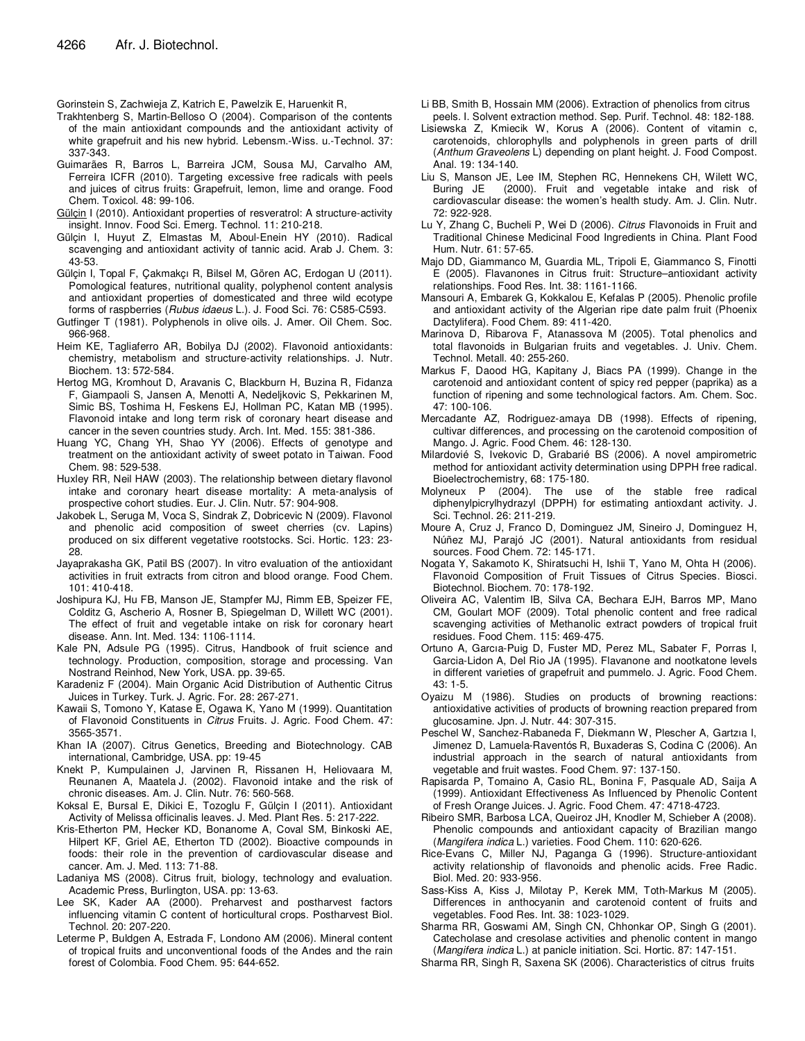Gorinstein S, Zachwieja Z, Katrich E, Pawelzik E, Haruenkit R, Trakhtenberg S, Martin-Belloso O (2004). Comparison of the contents of the main antioxidant compounds and the antioxidant activity of white grapefruit and his new hybrid. Lebensm.-Wiss. u.-Technol. 37: 337-343.

Guimarães R, Barros L, Barreira JCM, Sousa MJ, Carvalho AM, Ferreira ICFR (2010). Targeting excessive free radicals with peels and juices of citrus fruits: Grapefruit, lemon, lime and orange. Food Chem. Toxicol. 48: 99-106.

Gülçin I (2010). Antioxidant properties of resveratrol: A structure-activity insight. Innov. Food Sci. Emerg. Technol. 11: 210-218.

Gülçin I, Huyut Z, Elmastas M, Aboul-Enein HY (2010). Radical scavenging and antioxidant activity of tannic acid. Arab J. Chem. 3: 43-53.

Gülçin I, Topal F, Çakmakçı R, Bilsel M, Gören AC, Erdogan U (2011). Pomological features, nutritional quality, polyphenol content analysis and antioxidant properties of domesticated and three wild ecotype forms of raspberries (*Rubus idaeus* L.). J. Food Sci. 76: C585-C593.

Gutfinger T (1981). Polyphenols in olive oils. J. Amer. Oil Chem. Soc. 966-968.

Heim KE, Tagliaferro AR, Bobilya DJ (2002). Flavonoid antioxidants: chemistry, metabolism and structure-activity relationships. J. Nutr. Biochem. 13: 572-584.

Hertog MG, Kromhout D, Aravanis C, Blackburn H, Buzina R, Fidanza F, Giampaoli S, Jansen A, Menotti A, Nedeljkovic S, Pekkarinen M, Simic BS, Toshima H, Feskens EJ, Hollman PC, Katan MB (1995). Flavonoid intake and long term risk of coronary heart disease and cancer in the seven countries study. Arch. Int. Med. 155: 381-386.

Huang YC, Chang YH, Shao YY (2006). Effects of genotype and treatment on the antioxidant activity of sweet potato in Taiwan. Food Chem. 98: 529-538.

Huxley RR, Neil HAW (2003). The relationship between dietary flavonol intake and coronary heart disease mortality: A meta-analysis of prospective cohort studies. Eur. J. Clin. Nutr. 57: 904-908.

Jakobek L, Seruga M, Voca S, Sindrak Z, Dobricevic N (2009). Flavonol and phenolic acid composition of sweet cherries (cv. Lapins) produced on six different vegetative rootstocks. Sci. Hortic. 123: 23-28.

Jayaprakasha GK, Patil BS (2007). In vitro evaluation of the antioxidant activities in fruit extracts from citron and blood orange. Food Chem. 101: 410-418.

Joshipura KJ, Hu FB, Manson JE, Stampfer MJ, Rimm EB, Speizer FE, Colditz G, Ascherio A, Rosner B, Spiegelman D, Willett WC (2001). The effect of fruit and vegetable intake on risk for coronary heart disease. Ann. Int. Med. 134: 1106-1114.

Kale PN, Adsule PG (1995). Citrus, Handbook of fruit science and technology. Production, composition, storage and processing. Van Nostrand Reinhod, New York, USA. pp. 39-65.

Karadeniz F (2004). Main Organic Acid Distribution of Authentic Citrus Juices in Turkey. Turk. J. Agric. For. 28: 267-271.

Kawaii S, Tomono Y, Katase E, Ogawa K, Yano M (1999). Quantitation of Flavonoid Constituents in *Citrus* Fruits. J. Agric. Food Chem. 47: 3565-3571.

Khan IA (2007). Citrus Genetics, Breeding and Biotechnology. CAB international, Cambridge, USA. pp: 19-45

Knekt P, Kumpulainen J, Jarvinen R, Rissanen H, Heliovaara M, Reunanen A, Maatela J. (2002). Flavonoid intake and the risk of chronic diseases. Am. J. Clin. Nutr. 76: 560-568.

Koksal E, Bursal E, Dikici E, Tozoglu F, Gülçin I (2011). Antioxidant Activity of Melissa officinalis leaves. J. Med. Plant Res. 5: 217-222.

Kris-Etherton PM, Hecker KD, Bonanome A, Coval SM, Binkoski AE, Hilpert KF, Griel AE, Etherton TD (2002). Bioactive compounds in foods: their role in the prevention of cardiovascular disease and cancer. Am. J. Med. 113: 71-88.

Ladaniya MS (2008). Citrus fruit, biology, technology and evaluation. Academic Press, Burlington, USA. pp: 13-63.

Lee SK, Kader AA (2000). Preharvest and postharvest factors influencing vitamin C content of horticultural crops. Postharvest Biol. Technol. 20: 207-220.

Leterme P, Buldgen A, Estrada F, Londono AM (2006). Mineral content of tropical fruits and unconventional foods of the Andes and the rain forest of Colombia. Food Chem. 95: 644-652.

Li BB, Smith B, Hossain MM (2006). Extraction of phenolics from citrus peels. I. Solvent extraction method. Sep. Purif. Technol. 48: 182-188.

Lisiewska Z, Kmiecik W, Korus A (2006). Content of vitamin c, carotenoids, chlorophylls and polyphenols in green parts of drill (*Anthum Graveolens* L) depending on plant height. J. Food Compost. Anal. 19: 134-140.

Liu S, Manson JE, Lee IM, Stephen RC, Hennekens CH, Wilett WC, Buring JE (2000). Fruit and vegetable intake and risk of cardiovascular disease: the women's health study. Am. J. Clin. Nutr. 72: 922-928.

Lu Y, Zhang C, Bucheli P, Wei D (2006). *Citrus* Flavonoids in Fruit and Traditional Chinese Medicinal Food Ingredients in China. Plant Food Hum. Nutr. 61: 57-65.

Majo DD, Giammanco M, Guardia ML, Tripoli E, Giammanco S, Finotti E (2005). Flavanones in Citrus fruit: Structure–antioxidant activity relationships. Food Res. Int. 38: 1161-1166.

Mansouri A, Embarek G, Kokkalou E, Kefalas P (2005). Phenolic profile and antioxidant activity of the Algerian ripe date palm fruit (Phoenix Dactylifera). Food Chem. 89: 411-420.

Marinova D, Ribarova F, Atanassova M (2005). Total phenolics and total flavonoids in Bulgarian fruits and vegetables. J. Univ. Chem. Technol. Metall. 40: 255-260.

Markus F, Daood HG, Kapitany J, Biacs PA (1999). Change in the carotenoid and antioxidant content of spicy red pepper (paprika) as a function of ripening and some technological factors. Am. Chem. Soc. 47: 100-106.

Mercadante AZ, Rodriguez-amaya DB (1998). Effects of ripening, cultivar differences, and processing on the carotenoid composition of Mango. J. Agric. Food Chem. 46: 128-130.

Milardovié S, Ivekovic D, Grabarié BS (2006). A novel ampirometric method for antioxidant activity determination using DPPH free radical. Bioelectrochemistry, 68: 175-180.

Molyneux P (2004). The use of the stable free radical diphenylpicrylhydrazyl (DPPH) for estimating antioxdant activity. J. Sci. Technol. 26: 211-219.

Moure A, Cruz J, Franco D, Dominguez JM, Sineiro J, Dominguez H, Núñez MJ, Parajó JC (2001). Natural antioxidants from residual sources. Food Chem. 72: 145-171.

Nogata Y, Sakamoto K, Shiratsuchi H, Ishii T, Yano M, Ohta H (2006). Flavonoid Composition of Fruit Tissues of Citrus Species. Biosci. Biotechnol. Biochem. 70: 178-192.

Oliveira AC, Valentim IB, Silva CA, Bechara EJH, Barros MP, Mano CM, Goulart MOF (2009). Total phenolic content and free radical scavenging activities of Methanolic extract powders of tropical fruit residues. Food Chem. 115: 469-475.

Ortuno A, Garcıa-Puig D, Fuster MD, Perez ML, Sabater F, Porras I, Garcia-Lidon A, Del Rio JA (1995). Flavanone and nootkatone levels in different varieties of grapefruit and pummelo. J. Agric. Food Chem. 43: 1-5.

Oyaizu M (1986). Studies on products of browning reactions: antioxidative activities of products of browning reaction prepared from glucosamine. Jpn. J. Nutr. 44: 307-315.

Peschel W, Sanchez-Rabaneda F, Diekmann W, Plescher A, Gartzıa I, Jimenez D, Lamuela-Raventós R, Buxaderas S, Codina C (2006). An industrial approach in the search of natural antioxidants from vegetable and fruit wastes. Food Chem. 97: 137-150.

Rapisarda P, Tomaino A, Casio RL, Bonina F, Pasquale AD, Saija A (1999). Antioxidant Effectiveness As Influenced by Phenolic Content of Fresh Orange Juices. J. Agric. Food Chem. 47: 4718-4723.

Ribeiro SMR, Barbosa LCA, Queiroz JH, Knodler M, Schieber A (2008). Phenolic compounds and antioxidant capacity of Brazilian mango (*Mangifera indica* L.) varieties. Food Chem. 110: 620-626.

Rice-Evans C, Miller NJ, Paganga G (1996). Structure-antioxidant activity relationship of flavonoids and phenolic acids. Free Radic. Biol. Med. 20: 933-956.

Sass-Kiss A, Kiss J, Milotay P, Kerek MM, Toth-Markus M (2005). Differences in anthocyanin and carotenoid content of fruits and vegetables. Food Res. Int. 38: 1023-1029.

Sharma RR, Goswami AM, Singh CN, Chhonkar OP, Singh G (2001). Catecholase and cresolase activities and phenolic content in mango (*Mangifera indica* L.) at panicle initiation. Sci. Hortic. 87: 147-151.

Sharma RR, Singh R, Saxena SK (2006). Characteristics of citrus fruits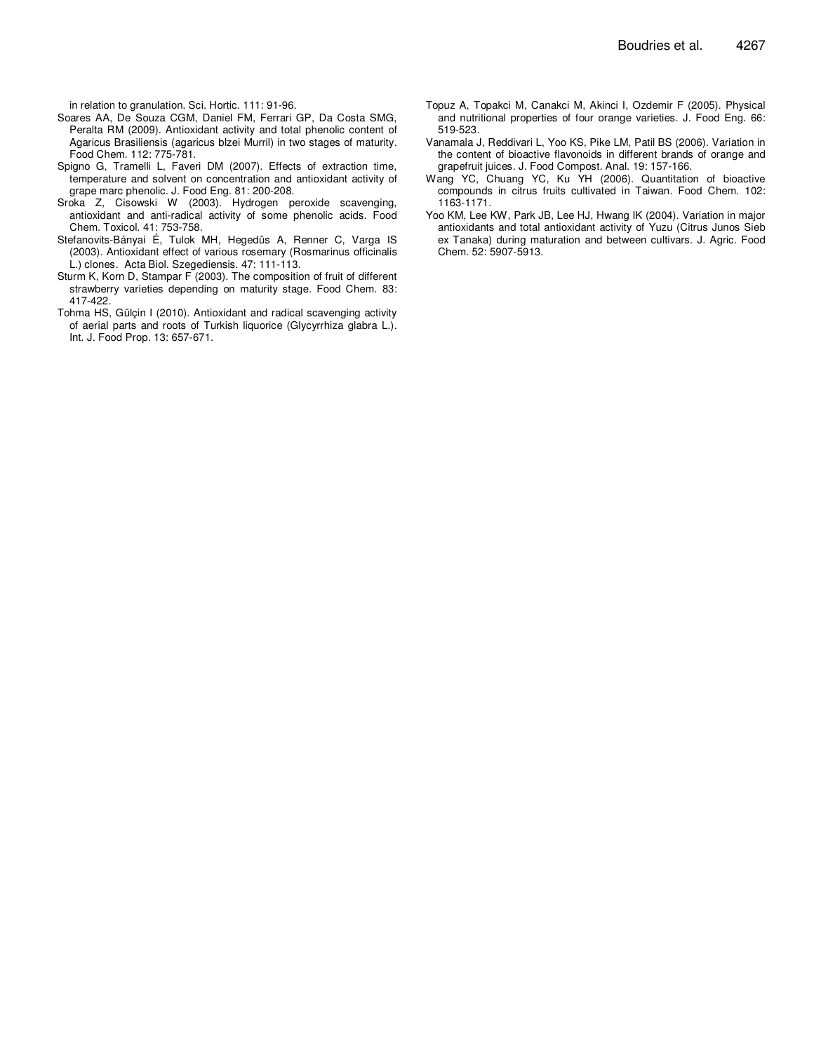in relation to granulation. Sci. Hortic. 111: 91-96.

Soares AA, De Souza CGM, Daniel FM, Ferrari GP, Da Costa SMG, Peralta RM (2009). Antioxidant activity and total phenolic content of Agaricus Brasiliensis (agaricus blzei Murril) in two stages of maturity. Food Chem. 112: 775-781.

Spigno G, Tramelli L, Faveri DM (2007). Effects of extraction time, temperature and solvent on concentration and antioxidant activity of grape marc phenolic. J. Food Eng. 81: 200-208.

Sroka Z, Cisowski W (2003). Hydrogen peroxide scavenging, antioxidant and anti-radical activity of some phenolic acids. Food Chem. Toxicol. 41: 753-758.

Stefanovits-Bányai É, Tulok MH, Hegedûs A, Renner C, Varga IS (2003). Antioxidant effect of various rosemary (Rosmarinus officinalis L.) clones. Acta Biol. Szegediensis. 47: 111-113.

Sturm K, Korn D, Stampar F (2003). The composition of fruit of different strawberry varieties depending on maturity stage. Food Chem. 83: 417-422.

Tohma HS, Gülçin I (2010). Antioxidant and radical scavenging activity of aerial parts and roots of Turkish liquorice (Glycyrrhiza glabra L.). Int. J. Food Prop. 13: 657-671.

Topuz A, Topakci M, Canakci M, Akinci I, Ozdemir F (2005). Physical and nutritional properties of four orange varieties. J. Food Eng. 66: 519-523.

Vanamala J, Reddivari L, Yoo KS, Pike LM, Patil BS (2006). Variation in the content of bioactive flavonoids in different brands of orange and grapefruit juices. J. Food Compost. Anal. 19: 157-166.

Wang YC, Chuang YC, Ku YH (2006). Quantitation of bioactive compounds in citrus fruits cultivated in Taiwan. Food Chem. 102: 1163-1171.

Yoo KM, Lee KW, Park JB, Lee HJ, Hwang IK (2004). Variation in major antioxidants and total antioxidant activity of Yuzu (Citrus Junos Sieb ex Tanaka) during maturation and between cultivars. J. Agric. Food Chem. 52: 5907-5913.